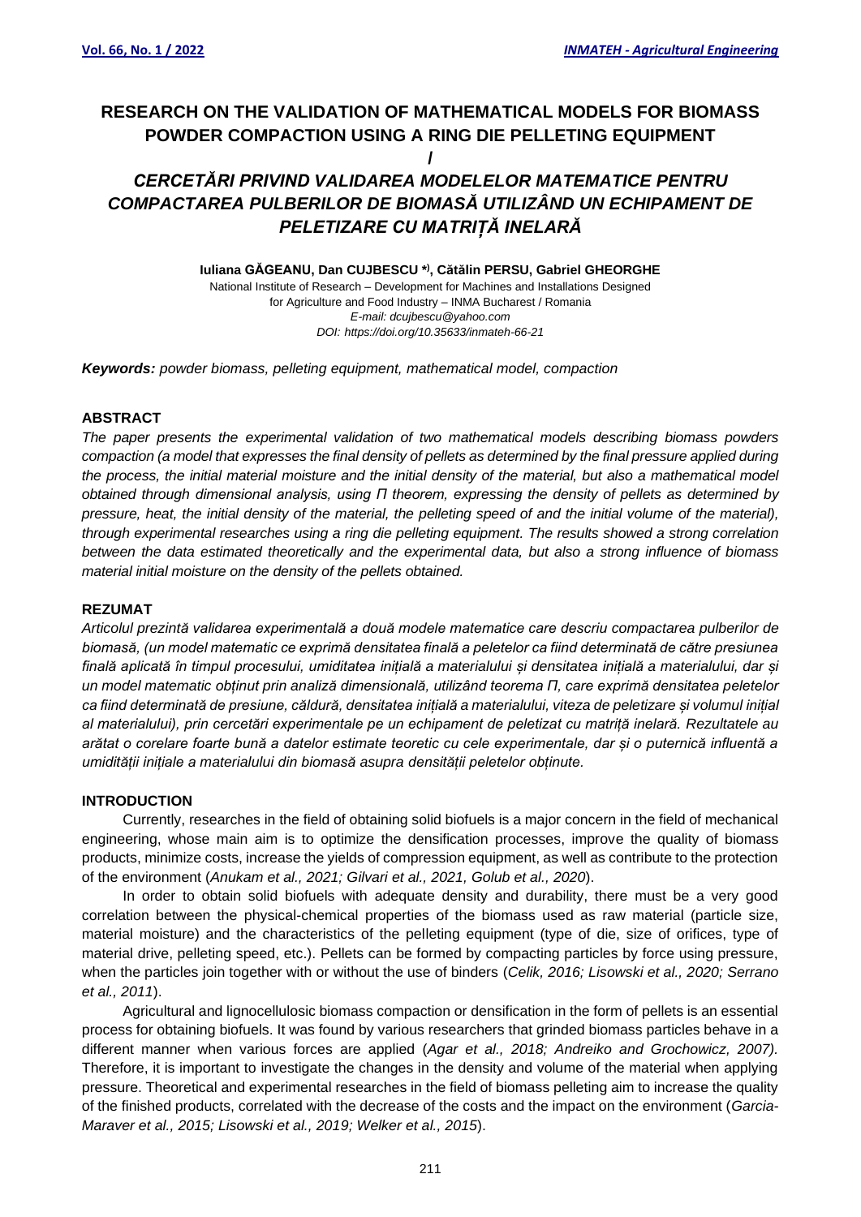# RESEARCH ON THE VALIDATION OF MATHEMATICAL MODELS FOR BIOMASS POWDER COMPACTION USING A RING DIE PELLETING EQUIPMENT

/

# *CERCETĂRI PRIVIND VALIDAREA MODELELOR MATEMATICE PENTRU COMPACTAREA PULBERILOR DE BIOMASĂ UTILIZÂND UN ECHIPAMENT DE PELETIZARE CU MATRIȚĂ INELARĂ*

**Iuliana GĂGEANU, Dan CUJBESCU \*), Cătălin PERSU, Gabriel GHEORGHE**

National Institute of Research – Development for Machines and Installations Designed for Agriculture and Food Industry – INMA Bucharest / Romania

*E-mail: dcujbescu@yahoo.com*

*DOI: https://doi.org/10.35633/inmateh-66-21*

***Keywords:*** *powder biomass, pelleting equipment, mathematical model, compaction*

## ABSTRACT

*The paper presents the experimental validation of two mathematical models describing biomass powders compaction (a model that expresses the final density of pellets as determined by the final pressure applied during the process, the initial material moisture and the initial density of the material, but also a mathematical model obtained through dimensional analysis, using Π theorem, expressing the density of pellets as determined by pressure, heat, the initial density of the material, the pelleting speed of and the initial volume of the material), through experimental researches using a ring die pelleting equipment. The results showed a strong correlation between the data estimated theoretically and the experimental data, but also a strong influence of biomass material initial moisture on the density of the pellets obtained.*

## REZUMAT

*Articolul prezintă validarea experimentală a două modele matematice care descriu compactarea pulberilor de biomasă, (un model matematic ce exprimă densitatea finală a peletelor ca fiind determinată de către presiunea finală aplicată în timpul procesului, umiditatea inițială a materialului și densitatea inițială a materialului, dar și un model matematic obținut prin analiză dimensională, utilizând teorema Π, care exprimă densitatea peletelor ca fiind determinată de presiune, căldură, densitatea inițială a materialului, viteza de peletizare și volumul inițial al materialului), prin cercetări experimentale pe un echipament de peletizat cu matriță inelară. Rezultatele au arătat o corelare foarte bună a datelor estimate teoretic cu cele experimentale, dar și o puternică influentă a umidității inițiale a materialului din biomasă asupra densității peletelor obținute.*

## INTRODUCTION

Currently, researches in the field of obtaining solid biofuels is a major concern in the field of mechanical engineering, whose main aim is to optimize the densification processes, improve the quality of biomass products, minimize costs, increase the yields of compression equipment, as well as contribute to the protection of the environment (*Anukam et al., 2021; Gilvari et al., 2021, Golub et al., 2020*).

In order to obtain solid biofuels with adequate density and durability, there must be a very good correlation between the physical-chemical properties of the biomass used as raw material (particle size, material moisture) and the characteristics of the pelleting equipment (type of die, size of orifices, type of material drive, pelleting speed, etc.). Pellets can be formed by compacting particles by force using pressure, when the particles join together with or without the use of binders (*Celik, 2016; Lisowski et al., 2020; Serrano et al., 2011*).

Agricultural and lignocellulosic biomass compaction or densification in the form of pellets is an essential process for obtaining biofuels. It was found by various researchers that grinded biomass particles behave in a different manner when various forces are applied (*Agar et al., 2018; Andreiko and Grochowicz, 2007).* Therefore, it is important to investigate the changes in the density and volume of the material when applying pressure. Theoretical and experimental researches in the field of biomass pelleting aim to increase the quality of the finished products, correlated with the decrease of the costs and the impact on the environment (*Garcia-Maraver et al., 2015; Lisowski et al., 2019; Welker et al., 2015*).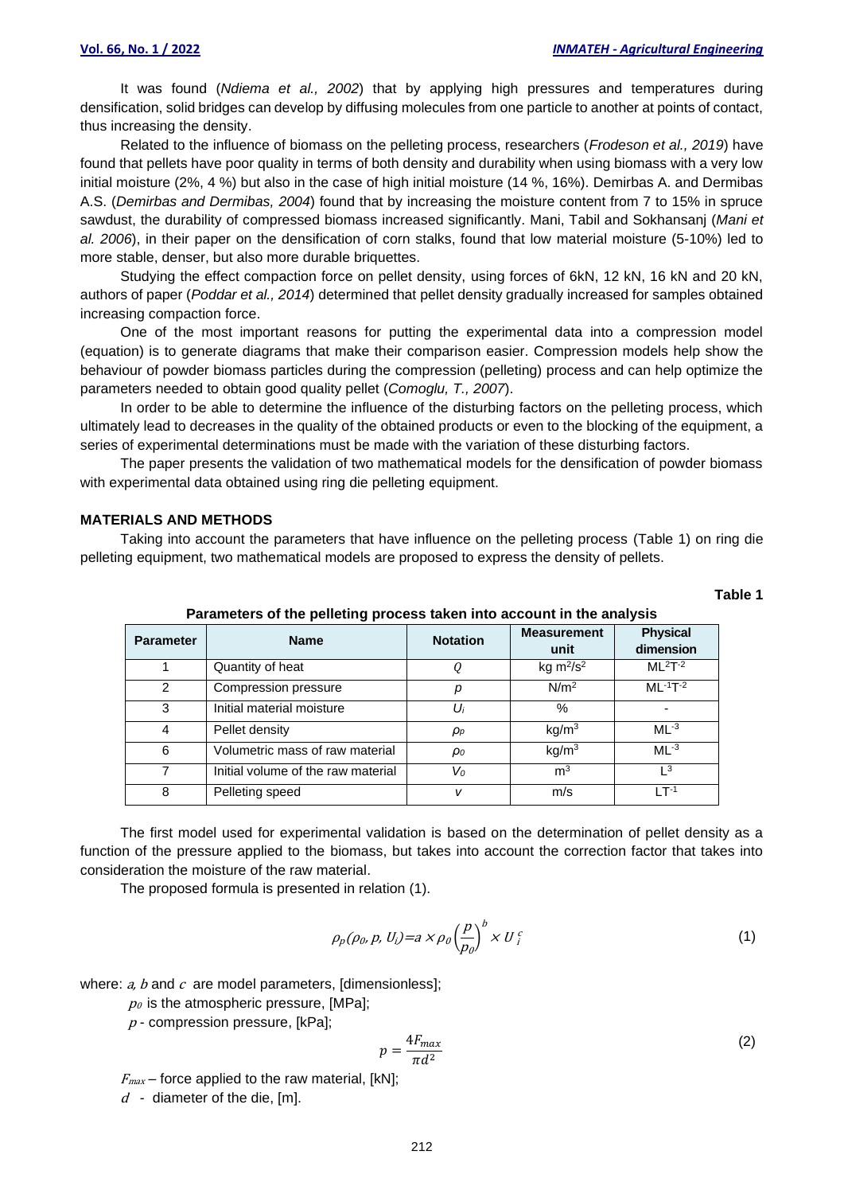It was found (*Ndiema et al., 2002*) that by applying high pressures and temperatures during densification, solid bridges can develop by diffusing molecules from one particle to another at points of contact, thus increasing the density.

Related to the influence of biomass on the pelleting process, researchers (*Frodeson et al., 2019*) have found that pellets have poor quality in terms of both density and durability when using biomass with a very low initial moisture (2%, 4 %) but also in the case of high initial moisture (14 %, 16%). Demirbas A. and Dermibas A.S. (*Demirbas and Dermibas, 2004*) found that by increasing the moisture content from 7 to 15% in spruce sawdust, the durability of compressed biomass increased significantly. Mani, Tabil and Sokhansanj (*Mani et al. 2006*), in their paper on the densification of corn stalks, found that low material moisture (5-10%) led to more stable, denser, but also more durable briquettes.

Studying the effect compaction force on pellet density, using forces of 6kN, 12 kN, 16 kN and 20 kN, authors of paper (*Poddar et al., 2014*) determined that pellet density gradually increased for samples obtained increasing compaction force.

One of the most important reasons for putting the experimental data into a compression model (equation) is to generate diagrams that make their comparison easier. Compression models help show the behaviour of powder biomass particles during the compression (pelleting) process and can help optimize the parameters needed to obtain good quality pellet (*Comoglu, T., 2007*).

In order to be able to determine the influence of the disturbing factors on the pelleting process, which ultimately lead to decreases in the quality of the obtained products or even to the blocking of the equipment, a series of experimental determinations must be made with the variation of these disturbing factors.

The paper presents the validation of two mathematical models for the densification of powder biomass with experimental data obtained using ring die pelleting equipment.

## MATERIALS AND METHODS

Taking into account the parameters that have influence on the pelleting process (Table 1) on ring die pelleting equipment, two mathematical models are proposed to express the density of pellets.

**Table 1**

**Parameters of the pelleting process taken into account in the analysis**

| Parameter | Name | Notation | Measurement unit | Physical dimension |
|---|---|---|---|---|
| 1 | Quantity of heat | $Q$ | kg $m^2/s^2$ | $ML^2T^{-2}$ |
| 2 | Compression pressure | $p$ | $N/m^2$ | $ML^{-1}T^{-2}$ |
| 3 | Initial material moisture | $U_i$ | % | - |
| 4 | Pellet density | $\rho_p$ | $kg/m^3$ | $ML^{-3}$ |
| 6 | Volumetric mass of raw material | $\rho_0$ | $kg/m^3$ | $ML^{-3}$ |
| 7 | Initial volume of the raw material | $V_0$ | $m^3$ | $L^3$ |
| 8 | Pelleting speed | $v$ | m/s | $LT^{-1}$ |

The first model used for experimental validation is based on the determination of pellet density as a function of the pressure applied to the biomass, but takes into account the correction factor that takes into consideration the moisture of the raw material.

The proposed formula is presented in relation (1).

$$\rho_p(\rho_0, p, U_i) = a \times \rho_0 \left(\frac{p}{p_0}\right)^b \times U_i^{\,c} \tag{1}$$

where: $a$, $b$ and $c$ are model parameters, [dimensionless];

$p_0$ is the atmospheric pressure, [MPa];

$p$ - compression pressure, [kPa];

$$p = \frac{4F_{max}}{\pi d^2} \tag{2}$$

$F_{max}$ – force applied to the raw material, [kN];

$d$ - diameter of the die, [m].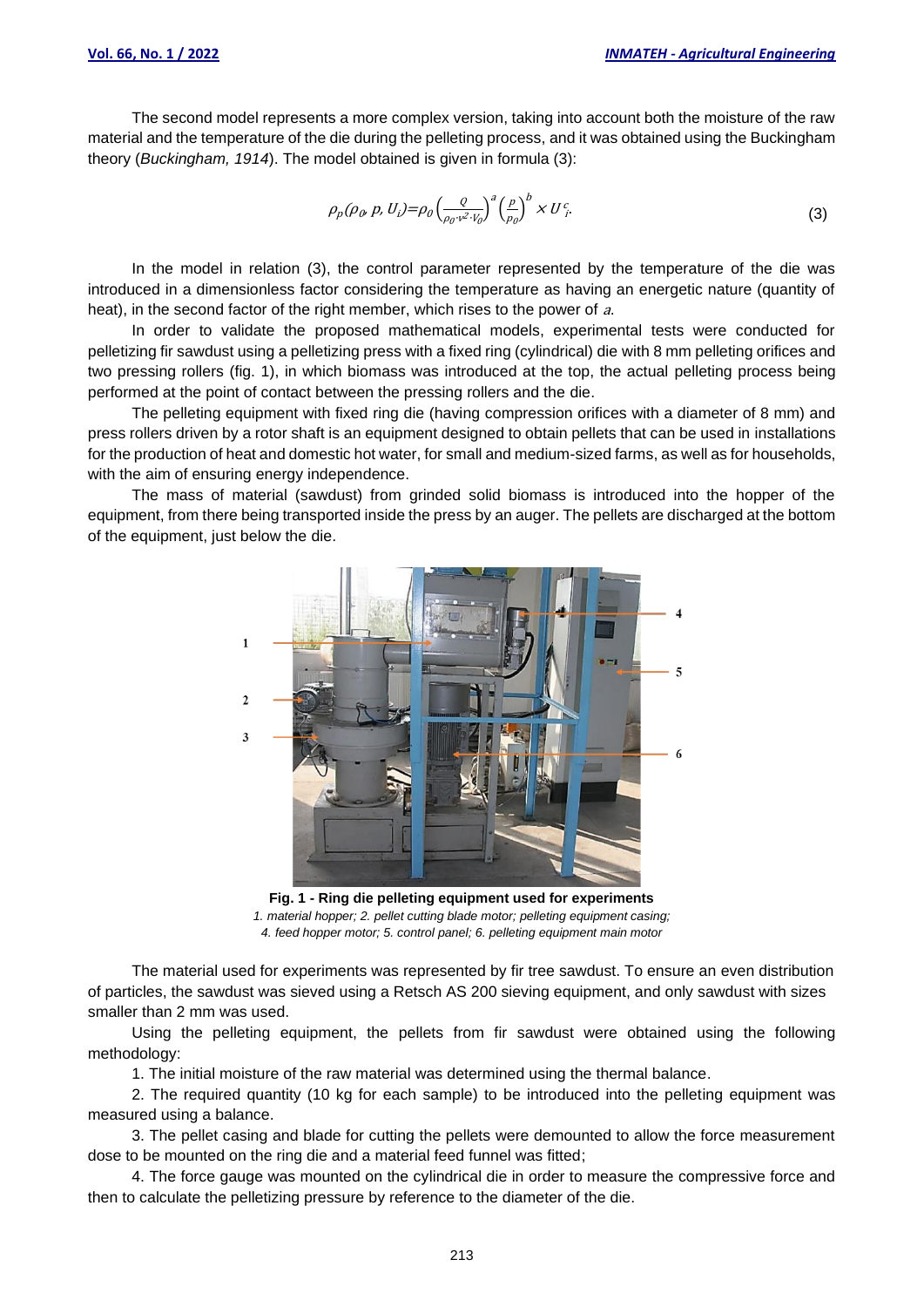The second model represents a more complex version, taking into account both the moisture of the raw material and the temperature of the die during the pelleting process, and it was obtained using the Buckingham theory (*Buckingham, 1914*). The model obtained is given in formula (3):

$$\rho_p(\rho_0, p, U_i) = \rho_0 \left(\frac{Q}{\rho_0 \cdot v^2 \cdot V_0}\right)^a \left(\frac{p}{p_0}\right)^b \times U_i^c. \tag{3}$$

In the model in relation (3), the control parameter represented by the temperature of the die was introduced in a dimensionless factor considering the temperature as having an energetic nature (quantity of heat), in the second factor of the right member, which rises to the power of $a$.

In order to validate the proposed mathematical models, experimental tests were conducted for pelletizing fir sawdust using a pelletizing press with a fixed ring (cylindrical) die with 8 mm pelleting orifices and two pressing rollers (fig. 1), in which biomass was introduced at the top, the actual pelleting process being performed at the point of contact between the pressing rollers and the die.

The pelleting equipment with fixed ring die (having compression orifices with a diameter of 8 mm) and press rollers driven by a rotor shaft is an equipment designed to obtain pellets that can be used in installations for the production of heat and domestic hot water, for small and medium-sized farms, as well as for households, with the aim of ensuring energy independence.

The mass of material (sawdust) from grinded solid biomass is introduced into the hopper of the equipment, from there being transported inside the press by an auger. The pellets are discharged at the bottom of the equipment, just below the die.

**Fig. 1 - Ring die pelleting equipment used for experiments**

*1. material hopper; 2. pellet cutting blade motor; pelleting equipment casing; 4. feed hopper motor; 5. control panel; 6. pelleting equipment main motor*

The material used for experiments was represented by fir tree sawdust. To ensure an even distribution of particles, the sawdust was sieved using a Retsch AS 200 sieving equipment, and only sawdust with sizes smaller than 2 mm was used.

Using the pelleting equipment, the pellets from fir sawdust were obtained using the following methodology:

1. The initial moisture of the raw material was determined using the thermal balance.
2. The required quantity (10 kg for each sample) to be introduced into the pelleting equipment was measured using a balance.
3. The pellet casing and blade for cutting the pellets were demounted to allow the force measurement dose to be mounted on the ring die and a material feed funnel was fitted;
4. The force gauge was mounted on the cylindrical die in order to measure the compressive force and then to calculate the pelletizing pressure by reference to the diameter of the die.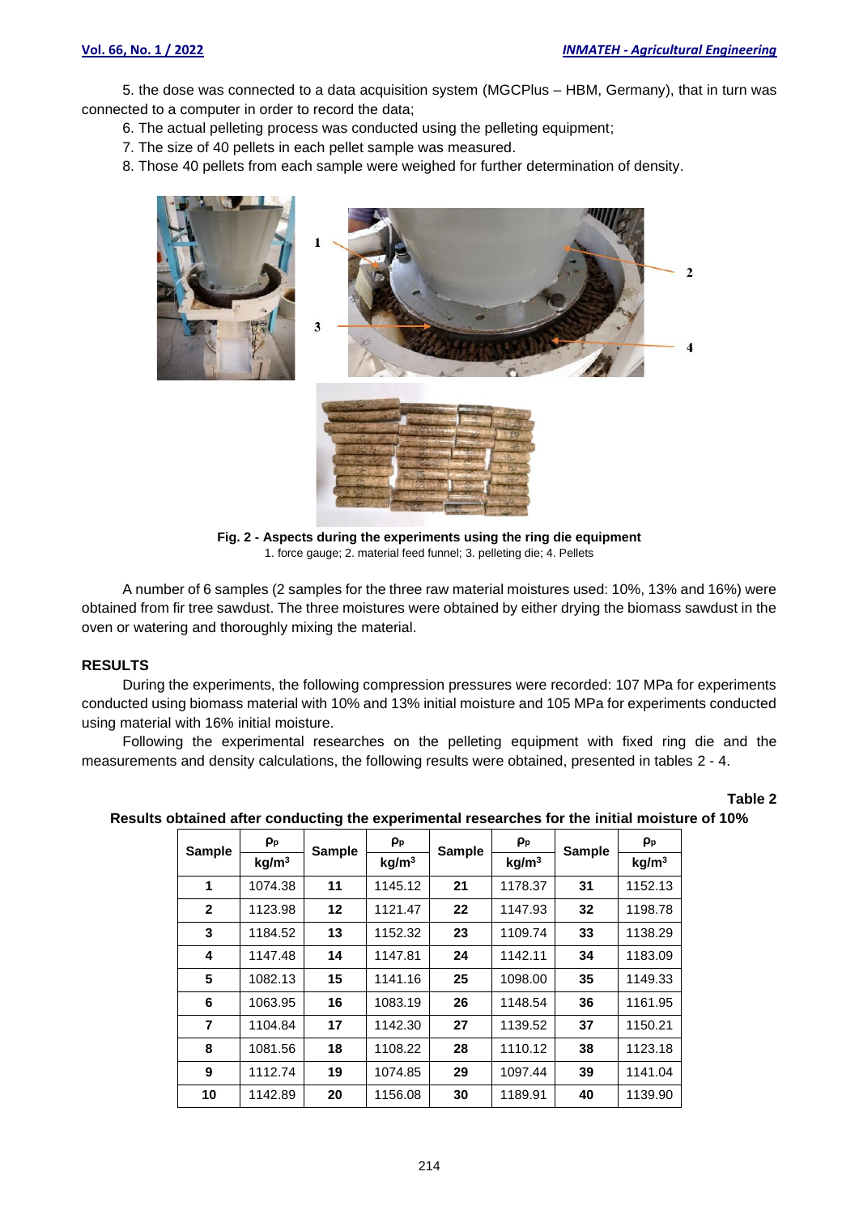5. the dose was connected to a data acquisition system (MGCPlus – HBM, Germany), that in turn was connected to a computer in order to record the data;

6. The actual pelleting process was conducted using the pelleting equipment;

7. The size of 40 pellets in each pellet sample was measured.

8. Those 40 pellets from each sample were weighed for further determination of density.

**Fig. 2 - Aspects during the experiments using the ring die equipment**
1. force gauge; 2. material feed funnel; 3. pelleting die; 4. Pellets

A number of 6 samples (2 samples for the three raw material moistures used: 10%, 13% and 16%) were obtained from fir tree sawdust. The three moistures were obtained by either drying the biomass sawdust in the oven or watering and thoroughly mixing the material.

## RESULTS

During the experiments, the following compression pressures were recorded: 107 MPa for experiments conducted using biomass material with 10% and 13% initial moisture and 105 MPa for experiments conducted using material with 16% initial moisture.

Following the experimental researches on the pelleting equipment with fixed ring die and the measurements and density calculations, the following results were obtained, presented in tables 2 - 4.

**Table 2**

**Results obtained after conducting the experimental researches for the initial moisture of 10%**

| Sample | $\rho_p$ kg/m$^3$ | Sample | $\rho_p$ kg/m$^3$ | Sample | $\rho_p$ kg/m$^3$ | Sample | $\rho_p$ kg/m$^3$ |
|---|---|---|---|---|---|---|---|
| **1** | 1074.38 | **11** | 1145.12 | **21** | 1178.37 | **31** | 1152.13 |
| **2** | 1123.98 | **12** | 1121.47 | **22** | 1147.93 | **32** | 1198.78 |
| **3** | 1184.52 | **13** | 1152.32 | **23** | 1109.74 | **33** | 1138.29 |
| **4** | 1147.48 | **14** | 1147.81 | **24** | 1142.11 | **34** | 1183.09 |
| **5** | 1082.13 | **15** | 1141.16 | **25** | 1098.00 | **35** | 1149.33 |
| **6** | 1063.95 | **16** | 1083.19 | **26** | 1148.54 | **36** | 1161.95 |
| **7** | 1104.84 | **17** | 1142.30 | **27** | 1139.52 | **37** | 1150.21 |
| **8** | 1081.56 | **18** | 1108.22 | **28** | 1110.12 | **38** | 1123.18 |
| **9** | 1112.74 | **19** | 1074.85 | **29** | 1097.44 | **39** | 1141.04 |
| **10** | 1142.89 | **20** | 1156.08 | **30** | 1189.91 | **40** | 1139.90 |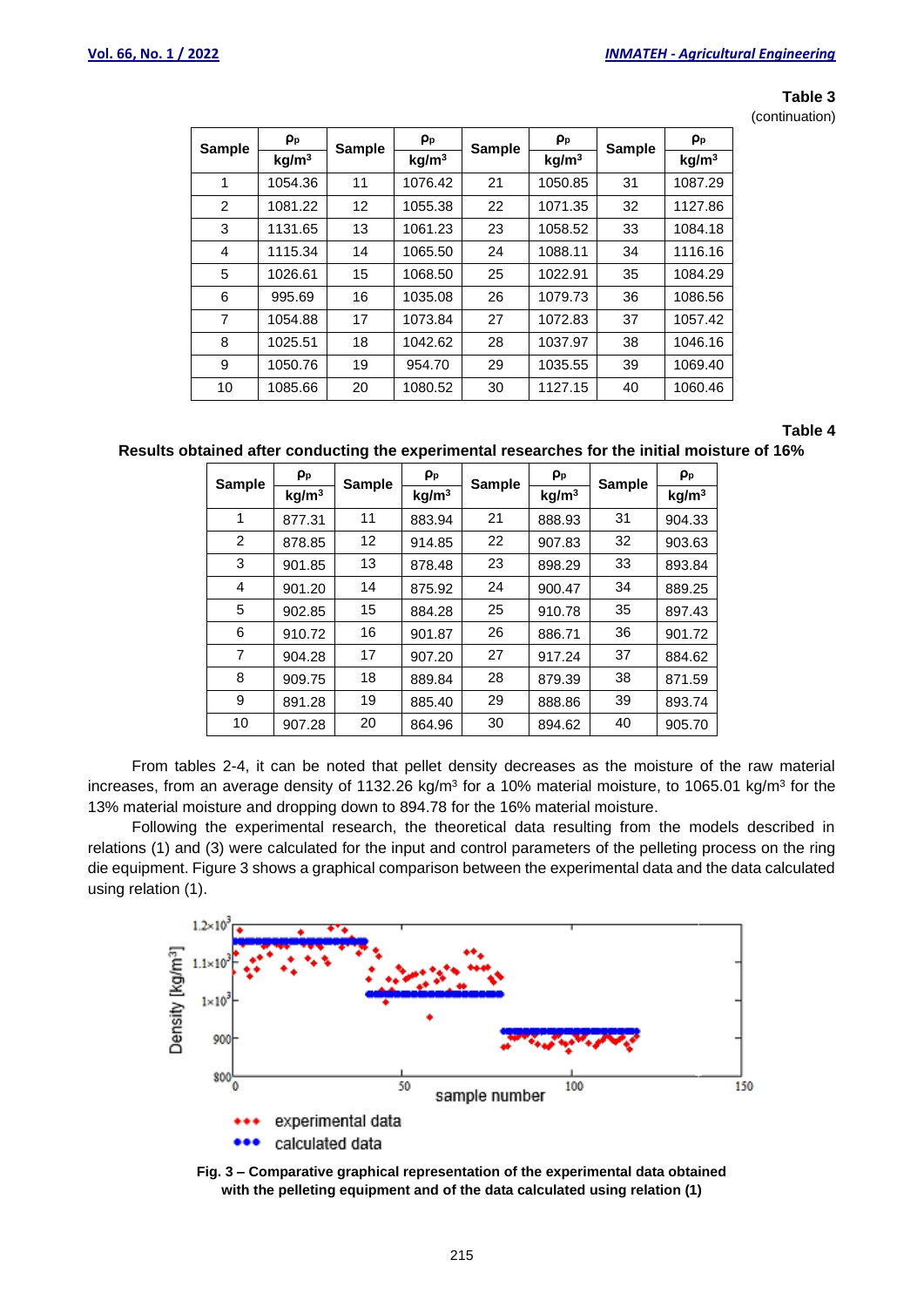**Table 3**

(continuation)

| Sample | $\rho_p$ kg/m³ | Sample | $\rho_p$ kg/m³ | Sample | $\rho_p$ kg/m³ | Sample | $\rho_p$ kg/m³ |
|---|---|---|---|---|---|---|---|
| 1 | 1054.36 | 11 | 1076.42 | 21 | 1050.85 | 31 | 1087.29 |
| 2 | 1081.22 | 12 | 1055.38 | 22 | 1071.35 | 32 | 1127.86 |
| 3 | 1131.65 | 13 | 1061.23 | 23 | 1058.52 | 33 | 1084.18 |
| 4 | 1115.34 | 14 | 1065.50 | 24 | 1088.11 | 34 | 1116.16 |
| 5 | 1026.61 | 15 | 1068.50 | 25 | 1022.91 | 35 | 1084.29 |
| 6 | 995.69 | 16 | 1035.08 | 26 | 1079.73 | 36 | 1086.56 |
| 7 | 1054.88 | 17 | 1073.84 | 27 | 1072.83 | 37 | 1057.42 |
| 8 | 1025.51 | 18 | 1042.62 | 28 | 1037.97 | 38 | 1046.16 |
| 9 | 1050.76 | 19 | 954.70 | 29 | 1035.55 | 39 | 1069.40 |
| 10 | 1085.66 | 20 | 1080.52 | 30 | 1127.15 | 40 | 1060.46 |

**Table 4**

**Results obtained after conducting the experimental researches for the initial moisture of 16%**

| Sample | $\rho_p$ kg/m³ | Sample | $\rho_p$ kg/m³ | Sample | $\rho_p$ kg/m³ | Sample | $\rho_p$ kg/m³ |
|---|---|---|---|---|---|---|---|
| 1 | 877.31 | 11 | 883.94 | 21 | 888.93 | 31 | 904.33 |
| 2 | 878.85 | 12 | 914.85 | 22 | 907.83 | 32 | 903.63 |
| 3 | 901.85 | 13 | 878.48 | 23 | 898.29 | 33 | 893.84 |
| 4 | 901.20 | 14 | 875.92 | 24 | 900.47 | 34 | 889.25 |
| 5 | 902.85 | 15 | 884.28 | 25 | 910.78 | 35 | 897.43 |
| 6 | 910.72 | 16 | 901.87 | 26 | 886.71 | 36 | 901.72 |
| 7 | 904.28 | 17 | 907.20 | 27 | 917.24 | 37 | 884.62 |
| 8 | 909.75 | 18 | 889.84 | 28 | 879.39 | 38 | 871.59 |
| 9 | 891.28 | 19 | 885.40 | 29 | 888.86 | 39 | 893.74 |
| 10 | 907.28 | 20 | 864.96 | 30 | 894.62 | 40 | 905.70 |

From tables 2-4, it can be noted that pellet density decreases as the moisture of the raw material increases, from an average density of 1132.26 kg/m³ for a 10% material moisture, to 1065.01 kg/m³ for the 13% material moisture and dropping down to 894.78 for the 16% material moisture.

Following the experimental research, the theoretical data resulting from the models described in relations (1) and (3) were calculated for the input and control parameters of the pelleting process on the ring die equipment. Figure 3 shows a graphical comparison between the experimental data and the data calculated using relation (1).

**Fig. 3 – Comparative graphical representation of the experimental data obtained with the pelleting equipment and of the data calculated using relation (1)**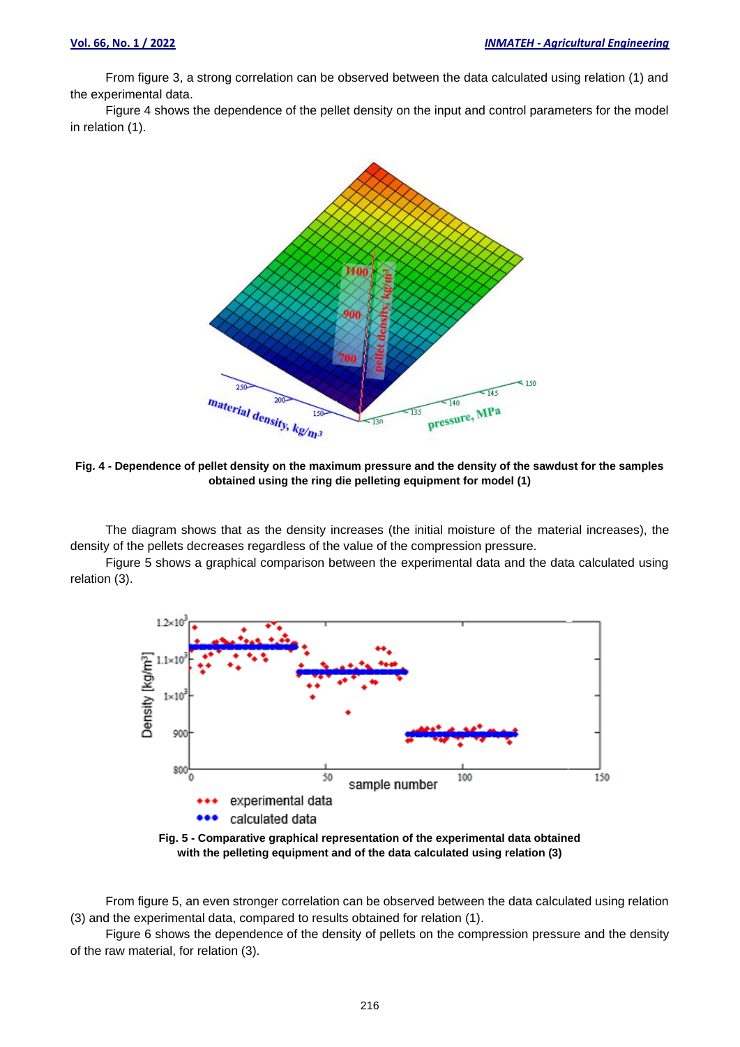From figure 3, a strong correlation can be observed between the data calculated using relation (1) and the experimental data.

Figure 4 shows the dependence of the pellet density on the input and control parameters for the model in relation (1).

**Fig. 4 - Dependence of pellet density on the maximum pressure and the density of the sawdust for the samples obtained using the ring die pelleting equipment for model (1)**

The diagram shows that as the density increases (the initial moisture of the material increases), the density of the pellets decreases regardless of the value of the compression pressure.

Figure 5 shows a graphical comparison between the experimental data and the data calculated using relation (3).

**Fig. 5 - Comparative graphical representation of the experimental data obtained with the pelleting equipment and of the data calculated using relation (3)**

From figure 5, an even stronger correlation can be observed between the data calculated using relation (3) and the experimental data, compared to results obtained for relation (1).

Figure 6 shows the dependence of the density of pellets on the compression pressure and the density of the raw material, for relation (3).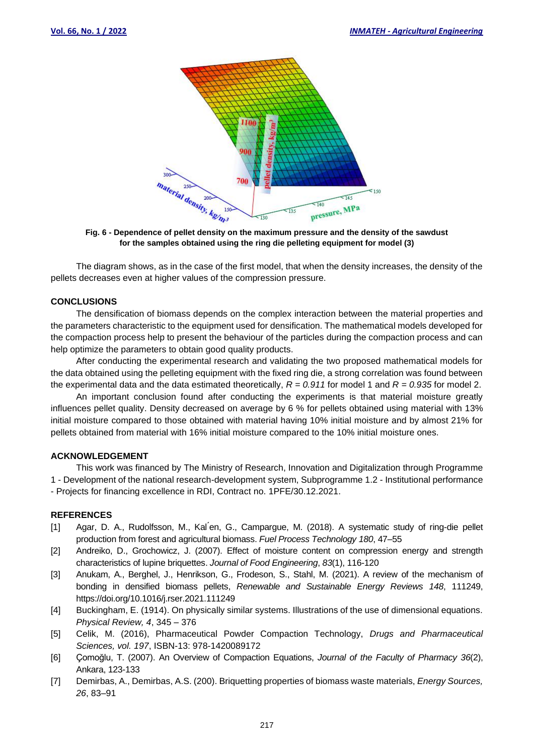**Fig. 6 - Dependence of pellet density on the maximum pressure and the density of the sawdust for the samples obtained using the ring die pelleting equipment for model (3)**

The diagram shows, as in the case of the first model, that when the density increases, the density of the pellets decreases even at higher values of the compression pressure.

## CONCLUSIONS

The densification of biomass depends on the complex interaction between the material properties and the parameters characteristic to the equipment used for densification. The mathematical models developed for the compaction process help to present the behaviour of the particles during the compaction process and can help optimize the parameters to obtain good quality products.

After conducting the experimental research and validating the two proposed mathematical models for the data obtained using the pelleting equipment with the fixed ring die, a strong correlation was found between the experimental data and the data estimated theoretically, $R = 0.911$ for model 1 and $R = 0.935$ for model 2.

An important conclusion found after conducting the experiments is that material moisture greatly influences pellet quality. Density decreased on average by 6 % for pellets obtained using material with 13% initial moisture compared to those obtained with material having 10% initial moisture and by almost 21% for pellets obtained from material with 16% initial moisture compared to the 10% initial moisture ones.

## ACKNOWLEDGEMENT

This work was financed by The Ministry of Research, Innovation and Digitalization through Programme 1 - Development of the national research-development system, Subprogramme 1.2 - Institutional performance - Projects for financing excellence in RDI, Contract no. 1PFE/30.12.2021.

## REFERENCES

[1] Agar, D. A., Rudolfsson, M., Kal´en, G., Campargue, M. (2018). A systematic study of ring-die pellet production from forest and agricultural biomass. *Fuel Process Technology 180*, 47–55

[2] Andreiko, D., Grochowicz, J. (2007). Effect of moisture content on compression energy and strength characteristics of lupine briquettes. *Journal of Food Engineering*, *83*(1), 116-120

[3] Anukam, A., Berghel, J., Henrikson, G., Frodeson, S., Stahl, M. (2021). A review of the mechanism of bonding in densified biomass pellets, *Renewable and Sustainable Energy Reviews 148*, 111249, https://doi.org/10.1016/j.rser.2021.111249

[4] Buckingham, E. (1914). On physically similar systems. Illustrations of the use of dimensional equations. *Physical Review, 4*, 345 – 376

[5] Celik, M. (2016), Pharmaceutical Powder Compaction Technology, *Drugs and Pharmaceutical Sciences, vol. 197*, ISBN-13: 978-1420089172

[6] Çomoğlu, T. (2007). An Overview of Compaction Equations, *Journal of the Faculty of Pharmacy 36*(2), Ankara, 123-133

[7] Demirbas, A., Demirbas, A.S. (200). Briquetting properties of biomass waste materials, *Energy Sources, 26*, 83–91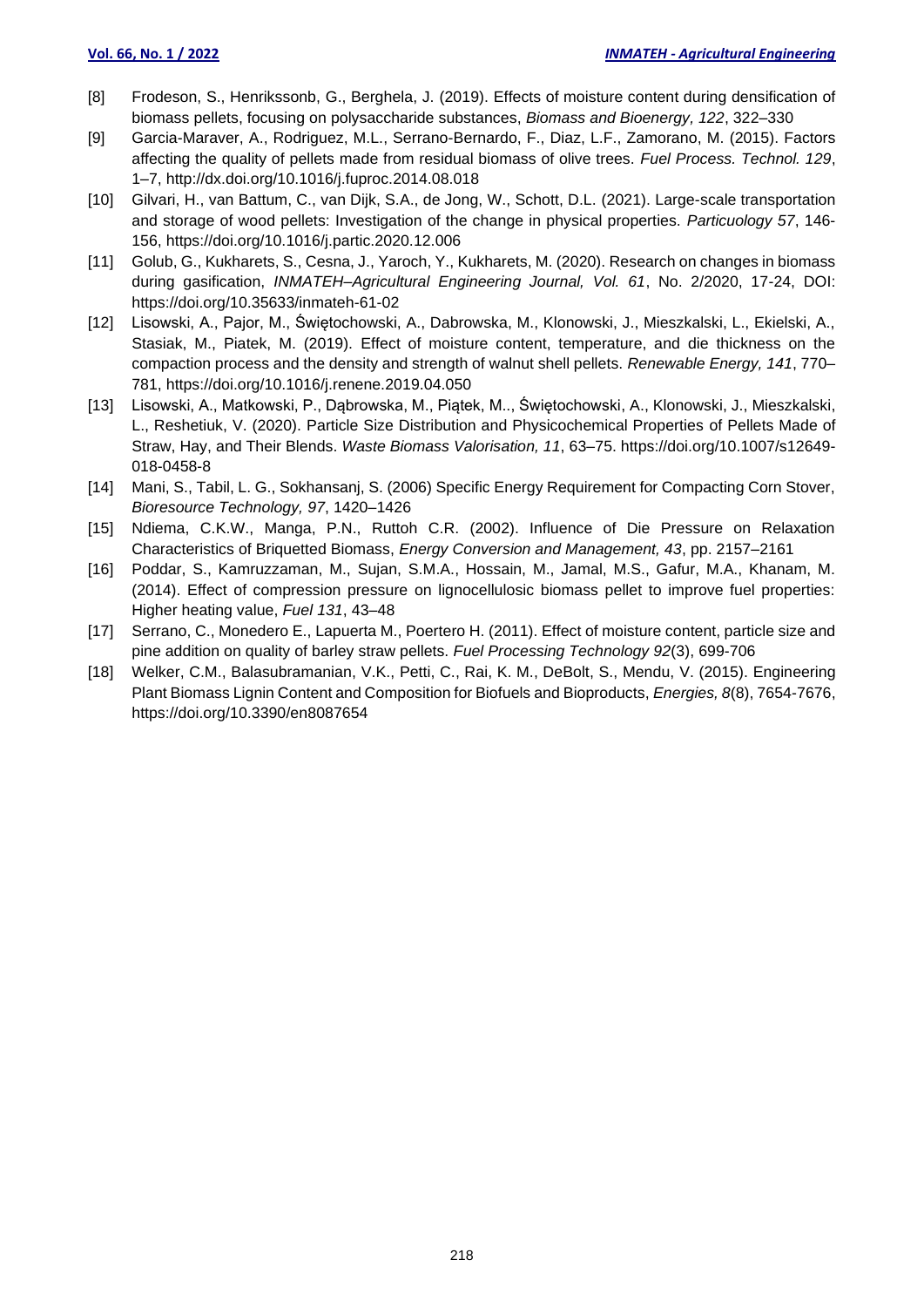[8] Frodeson, S., Henrikssonb, G., Berghela, J. (2019). Effects of moisture content during densification of biomass pellets, focusing on polysaccharide substances, *Biomass and Bioenergy, 122*, 322–330

[9] Garcia-Maraver, A., Rodriguez, M.L., Serrano-Bernardo, F., Diaz, L.F., Zamorano, M. (2015). Factors affecting the quality of pellets made from residual biomass of olive trees. *Fuel Process. Technol. 129*, 1–7, http://dx.doi.org/10.1016/j.fuproc.2014.08.018

[10] Gilvari, H., van Battum, C., van Dijk, S.A., de Jong, W., Schott, D.L. (2021). Large-scale transportation and storage of wood pellets: Investigation of the change in physical properties. *Particuology 57*, 146-156, https://doi.org/10.1016/j.partic.2020.12.006

[11] Golub, G., Kukharets, S., Cesna, J., Yaroch, Y., Kukharets, M. (2020). Research on changes in biomass during gasification, *INMATEH–Agricultural Engineering Journal, Vol. 61*, No. 2/2020, 17-24, DOI: https://doi.org/10.35633/inmateh-61-02

[12] Lisowski, A., Pajor, M., Świętochowski, A., Dabrowska, M., Klonowski, J., Mieszkalski, L., Ekielski, A., Stasiak, M., Piatek, M. (2019). Effect of moisture content, temperature, and die thickness on the compaction process and the density and strength of walnut shell pellets. *Renewable Energy, 141*, 770–781, https://doi.org/10.1016/j.renene.2019.04.050

[13] Lisowski, A., Matkowski, P., Dąbrowska, M., Piątek, M.., Świętochowski, A., Klonowski, J., Mieszkalski, L., Reshetiuk, V. (2020). Particle Size Distribution and Physicochemical Properties of Pellets Made of Straw, Hay, and Their Blends. *Waste Biomass Valorisation, 11*, 63–75. https://doi.org/10.1007/s12649-018-0458-8

[14] Mani, S., Tabil, L. G., Sokhansanj, S. (2006) Specific Energy Requirement for Compacting Corn Stover, *Bioresource Technology, 97*, 1420–1426

[15] Ndiema, C.K.W., Manga, P.N., Ruttoh C.R. (2002). Influence of Die Pressure on Relaxation Characteristics of Briquetted Biomass, *Energy Conversion and Management, 43*, pp. 2157–2161

[16] Poddar, S., Kamruzzaman, M., Sujan, S.M.A., Hossain, M., Jamal, M.S., Gafur, M.A., Khanam, M. (2014). Effect of compression pressure on lignocellulosic biomass pellet to improve fuel properties: Higher heating value, *Fuel 131*, 43–48

[17] Serrano, C., Monedero E., Lapuerta M., Poertero H. (2011). Effect of moisture content, particle size and pine addition on quality of barley straw pellets. *Fuel Processing Technology 92*(3), 699-706

[18] Welker, C.M., Balasubramanian, V.K., Petti, C., Rai, K. M., DeBolt, S., Mendu, V. (2015). Engineering Plant Biomass Lignin Content and Composition for Biofuels and Bioproducts, *Energies, 8*(8), 7654-7676, https://doi.org/10.3390/en8087654